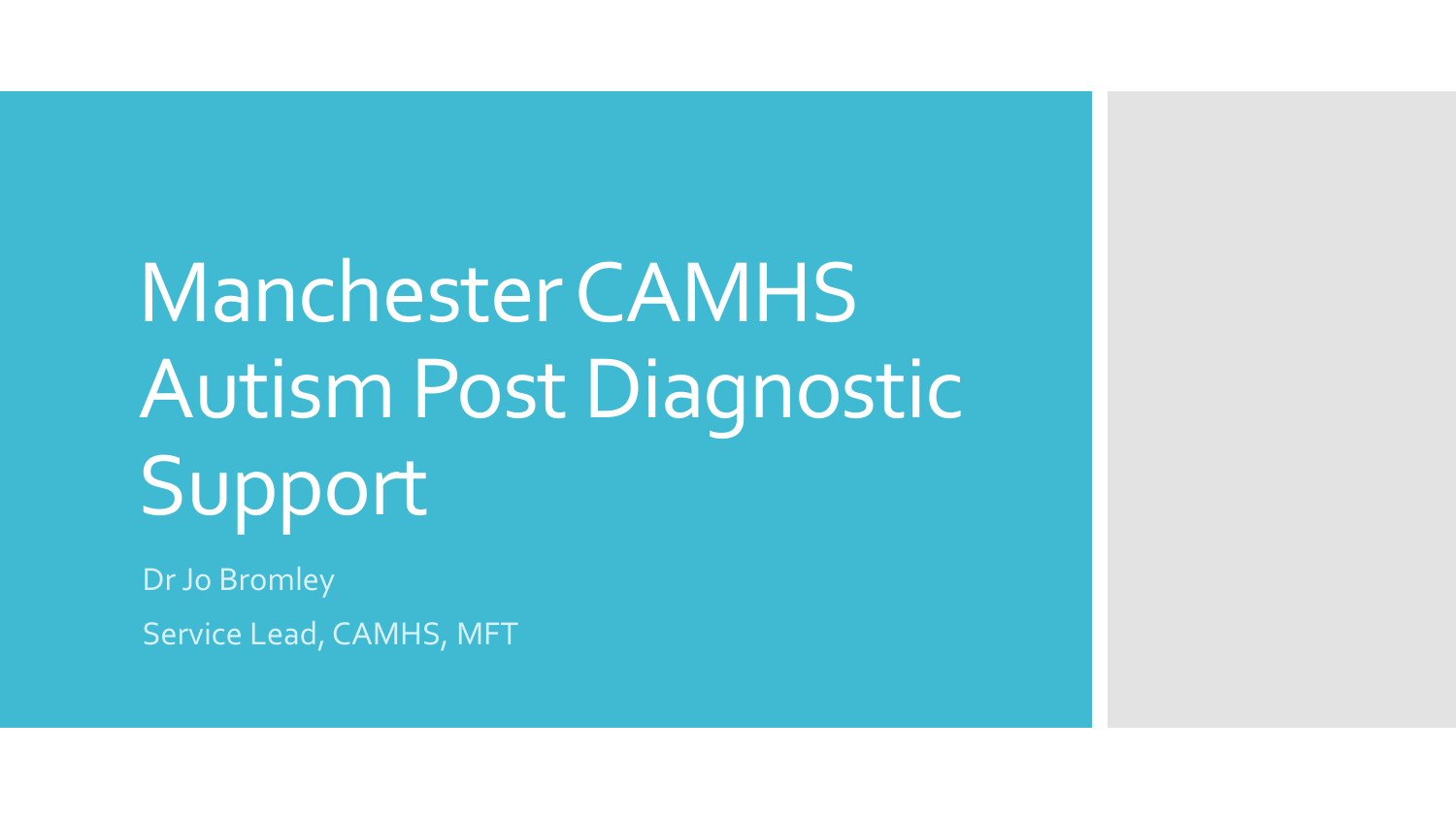# Manchester CAMHS Autism Post Diagnostic Support

Dr Jo Bromley

Service Lead, CAMHS, MFT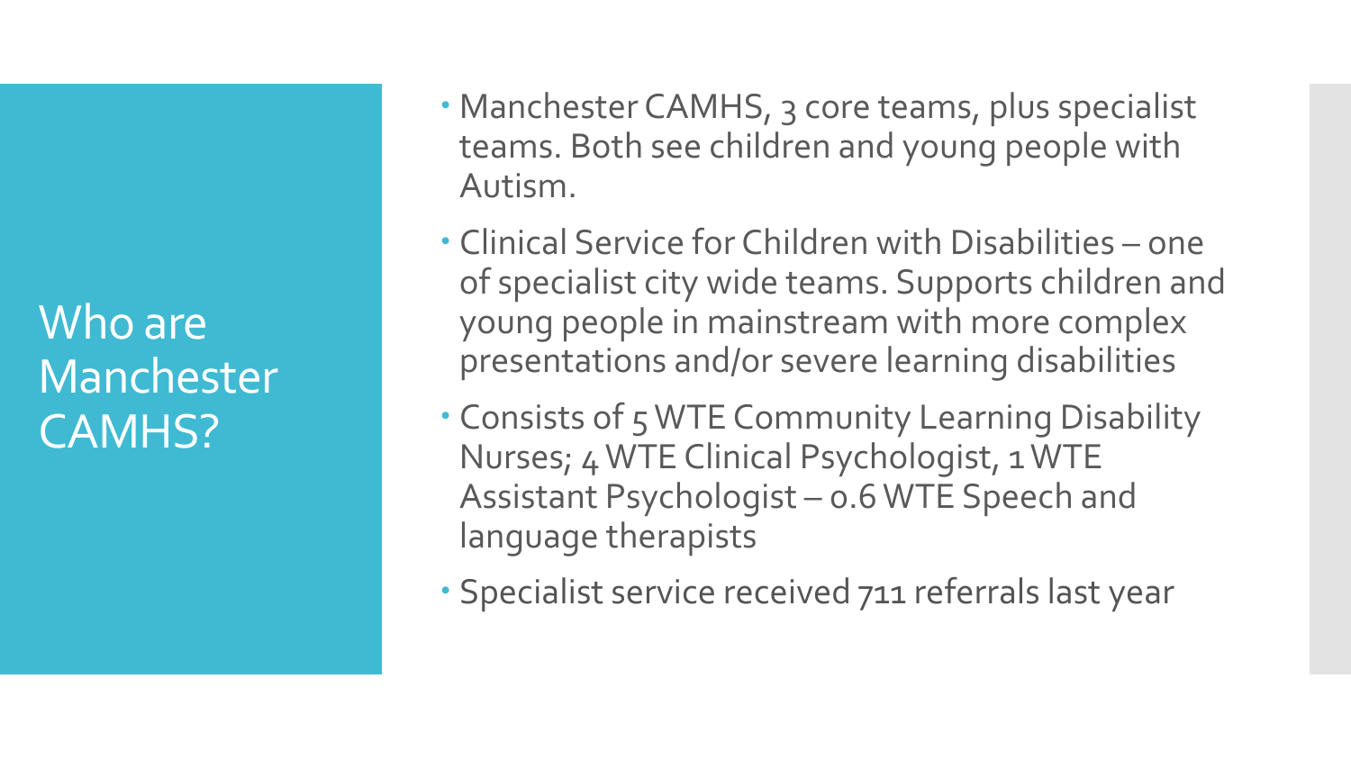# Who are Manchester CAMHS?

- Manchester CAMHS, 3 core teams, plus specialist teams. Both see children and young people with Autism.
- Clinical Service for Children with Disabilities – one of specialist city wide teams. Supports children and young people in mainstream with more complex presentations and/or severe learning disabilities
- Consists of 5 WTE Community Learning Disability Nurses; 4 WTE Clinical Psychologist, 1 WTE Assistant Psychologist – 0.6 WTE Speech and language therapists
- Specialist service received 711 referrals last year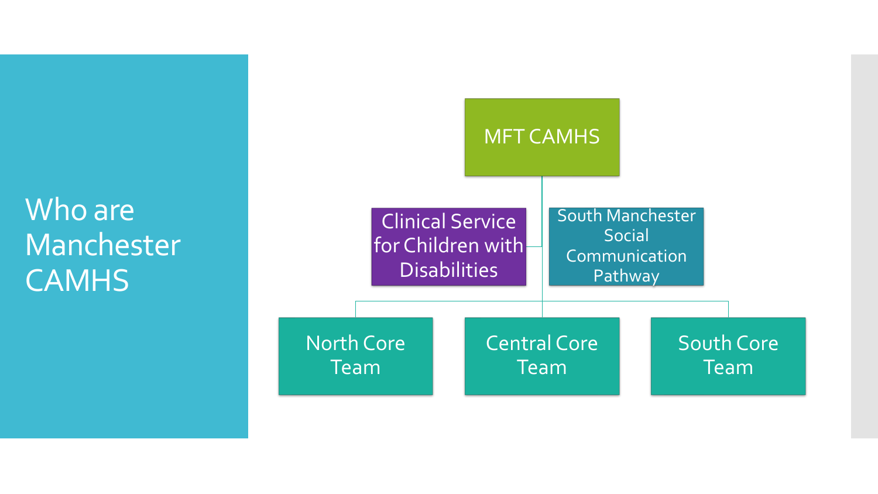# Who are Manchester CAMHS

MFT CAMHS

Clinical Service for Children with Disabilities

South Manchester Social Communication Pathway

North Core Team

Central Core Team

South Core Team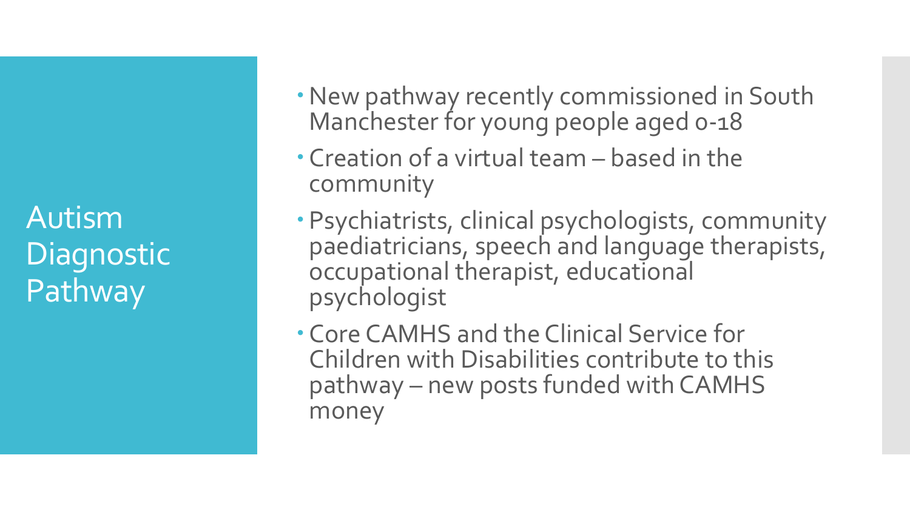# Autism Diagnostic Pathway

- New pathway recently commissioned in South Manchester for young people aged 0-18
- Creation of a virtual team – based in the community
- Psychiatrists, clinical psychologists, community paediatricians, speech and language therapists, occupational therapist, educational psychologist
- Core CAMHS and the Clinical Service for Children with Disabilities contribute to this pathway – new posts funded with CAMHS money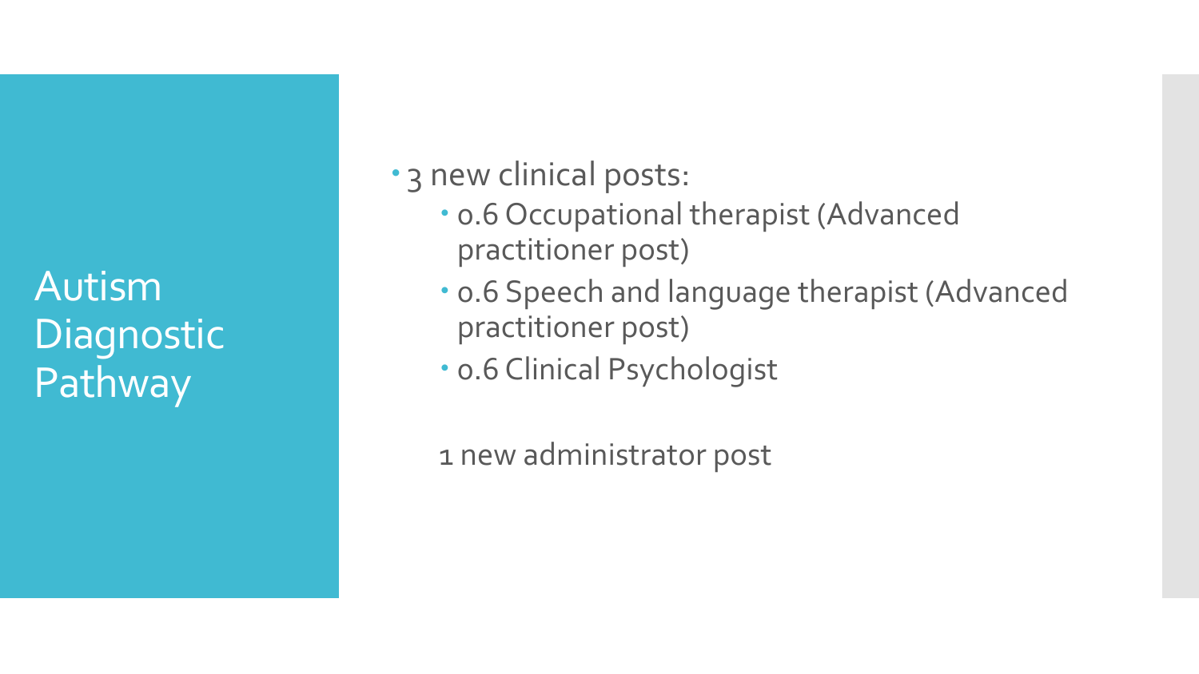# Autism Diagnostic Pathway

- 3 new clinical posts:
  - 0.6 Occupational therapist (Advanced practitioner post)
  - 0.6 Speech and language therapist (Advanced practitioner post)
  - 0.6 Clinical Psychologist

1 new administrator post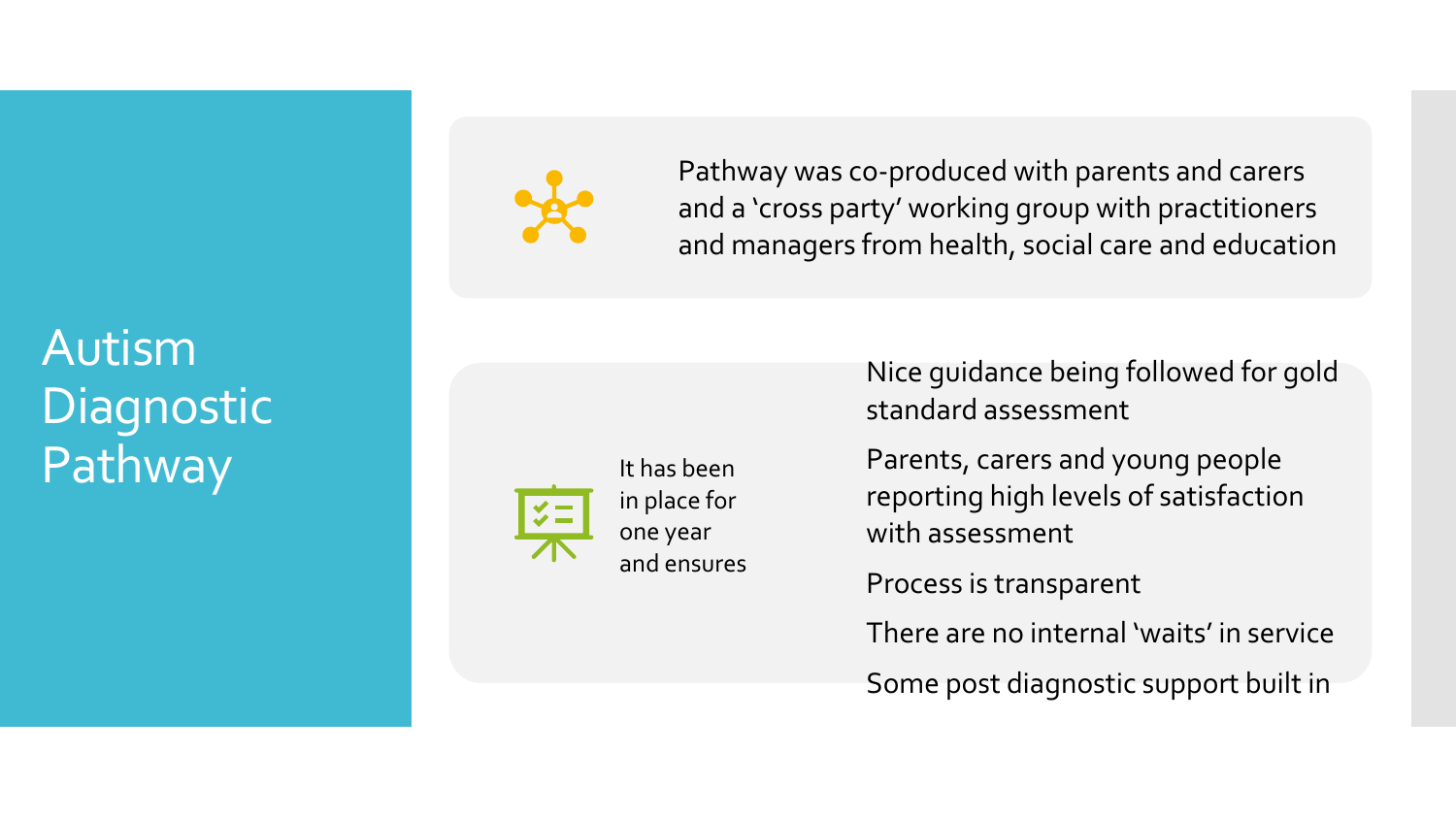# Autism Diagnostic Pathway

Pathway was co-produced with parents and carers and a 'cross party' working group with practitioners and managers from health, social care and education

It has been in place for one year and ensures

- Nice guidance being followed for gold standard assessment
- Parents, carers and young people reporting high levels of satisfaction with assessment
- Process is transparent
- There are no internal 'waits' in service
- Some post diagnostic support built in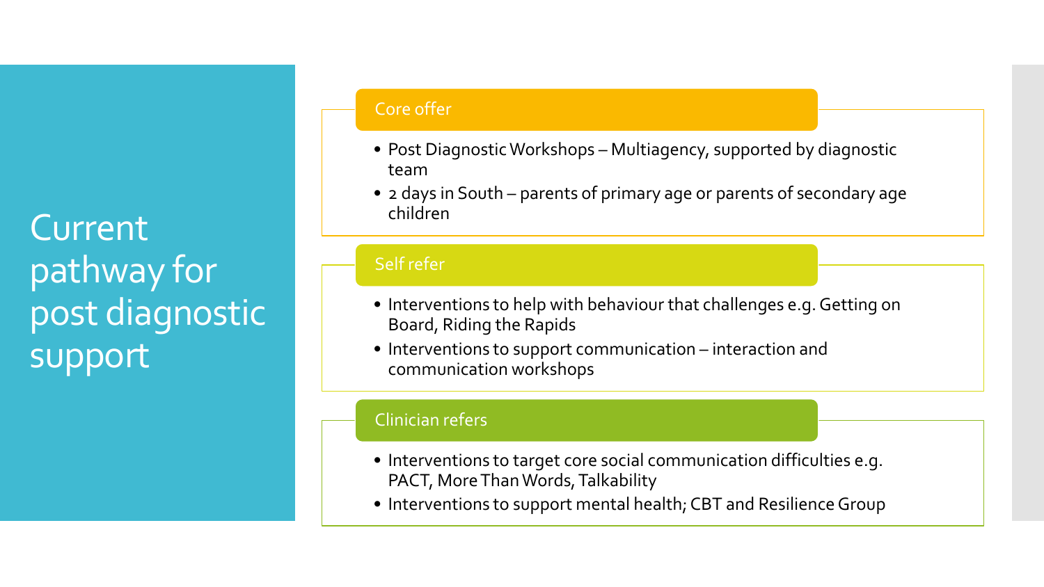# Current pathway for post diagnostic support

## Core offer

- Post Diagnostic Workshops – Multiagency, supported by diagnostic team
- 2 days in South – parents of primary age or parents of secondary age children

## Self refer

- Interventions to help with behaviour that challenges e.g. Getting on Board, Riding the Rapids
- Interventions to support communication – interaction and communication workshops

## Clinician refers

- Interventions to target core social communication difficulties e.g. PACT, More Than Words, Talkability
- Interventions to support mental health; CBT and Resilience Group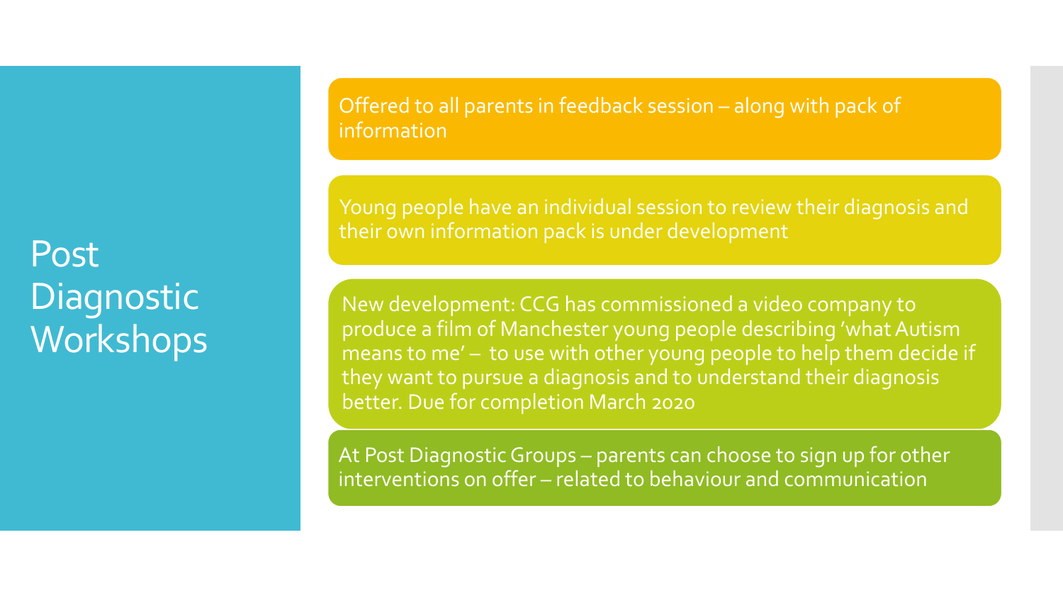# Post Diagnostic Workshops

Offered to all parents in feedback session – along with pack of information

Young people have an individual session to review their diagnosis and their own information pack is under development

New development: CCG has commissioned a video company to produce a film of Manchester young people describing 'what Autism means to me' – to use with other young people to help them decide if they want to pursue a diagnosis and to understand their diagnosis better. Due for completion March 2020

At Post Diagnostic Groups – parents can choose to sign up for other interventions on offer – related to behaviour and communication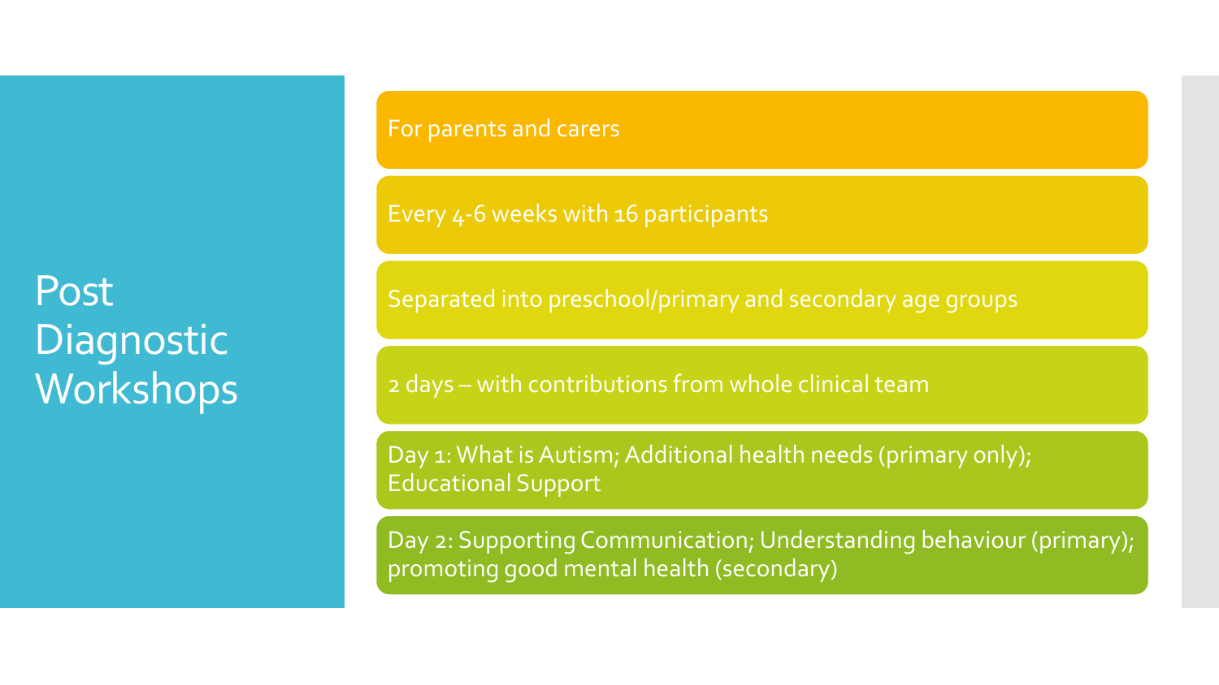# Post Diagnostic Workshops

- For parents and carers
- Every 4-6 weeks with 16 participants
- Separated into preschool/primary and secondary age groups
- 2 days – with contributions from whole clinical team
- Day 1: What is Autism; Additional health needs (primary only); Educational Support
- Day 2: Supporting Communication; Understanding behaviour (primary); promoting good mental health (secondary)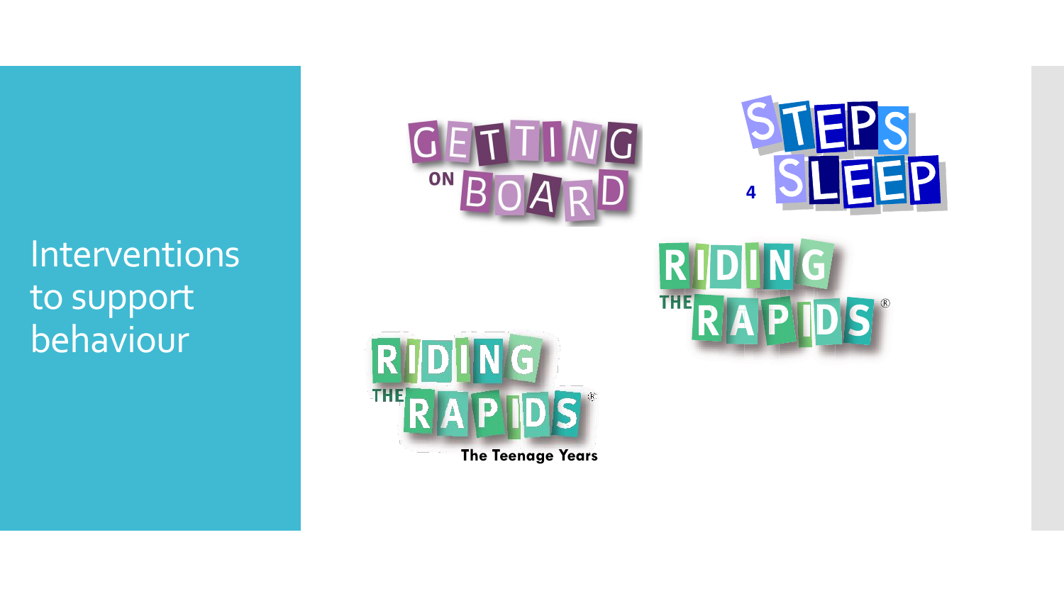# Interventions to support behaviour

GETTING ON BOARD

STEPS 4 SLEEP

RIDING THE RAPIDS®

RIDING THE RAPIDS®

The Teenage Years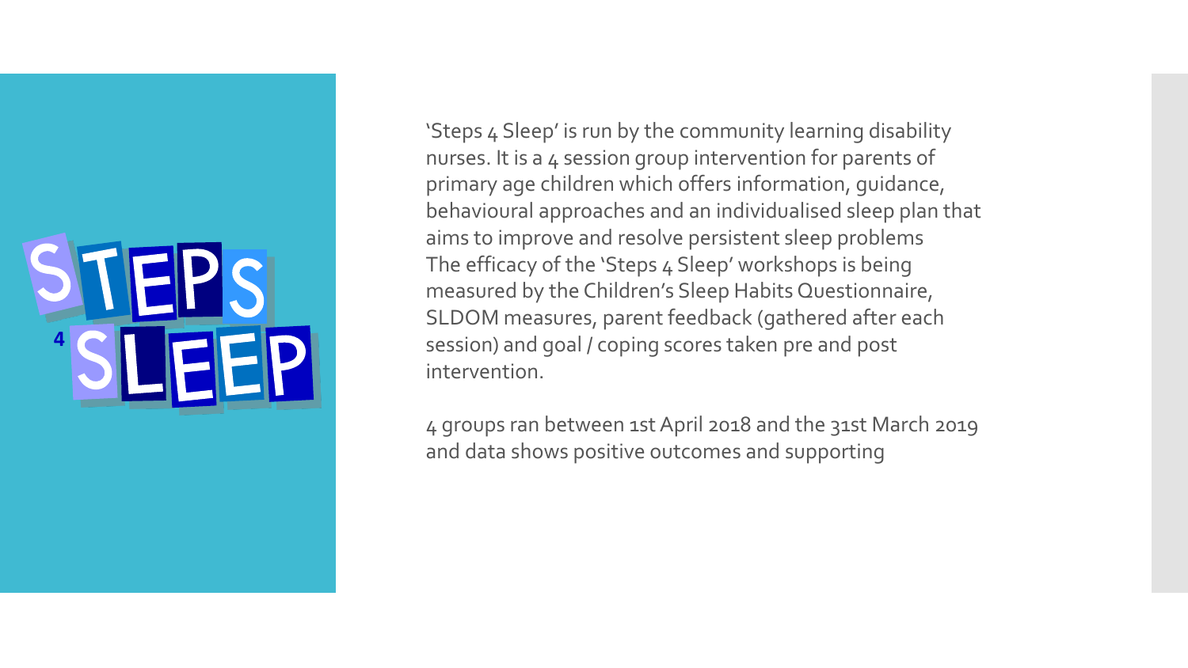# STEPS 4 SLEEP

'Steps 4 Sleep' is run by the community learning disability nurses. It is a 4 session group intervention for parents of primary age children which offers information, guidance, behavioural approaches and an individualised sleep plan that aims to improve and resolve persistent sleep problems
The efficacy of the 'Steps 4 Sleep' workshops is being measured by the Children's Sleep Habits Questionnaire, SLDOM measures, parent feedback (gathered after each session) and goal / coping scores taken pre and post intervention.

4 groups ran between 1st April 2018 and the 31st March 2019 and data shows positive outcomes and supporting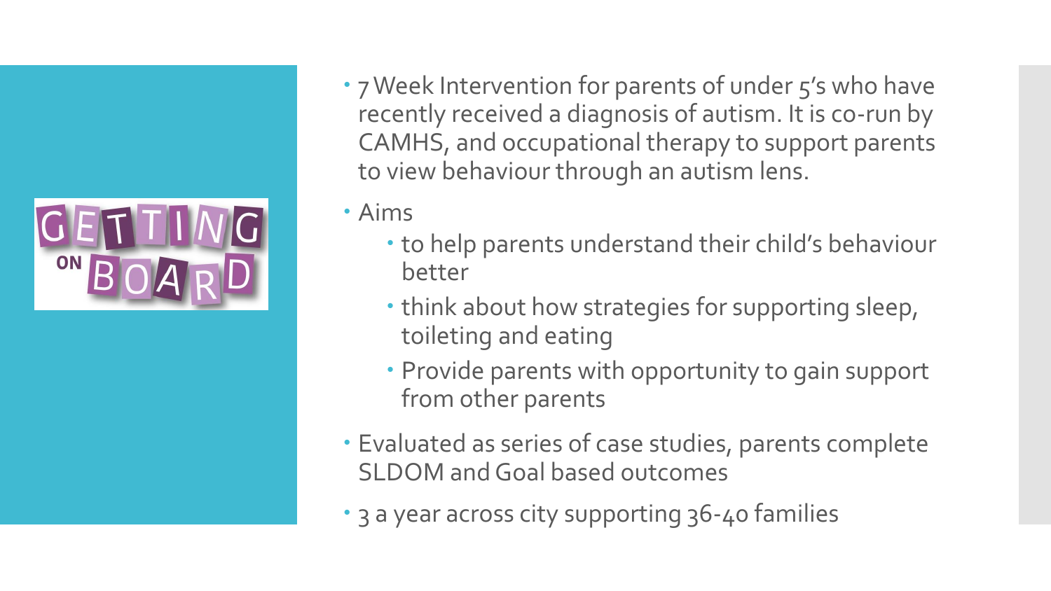GETTING ON BOARD

- 7 Week Intervention for parents of under 5's who have recently received a diagnosis of autism. It is co-run by CAMHS, and occupational therapy to support parents to view behaviour through an autism lens.
- Aims
  - to help parents understand their child's behaviour better
  - think about how strategies for supporting sleep, toileting and eating
  - Provide parents with opportunity to gain support from other parents
- Evaluated as series of case studies, parents complete SLDOM and Goal based outcomes
- 3 a year across city supporting 36-40 families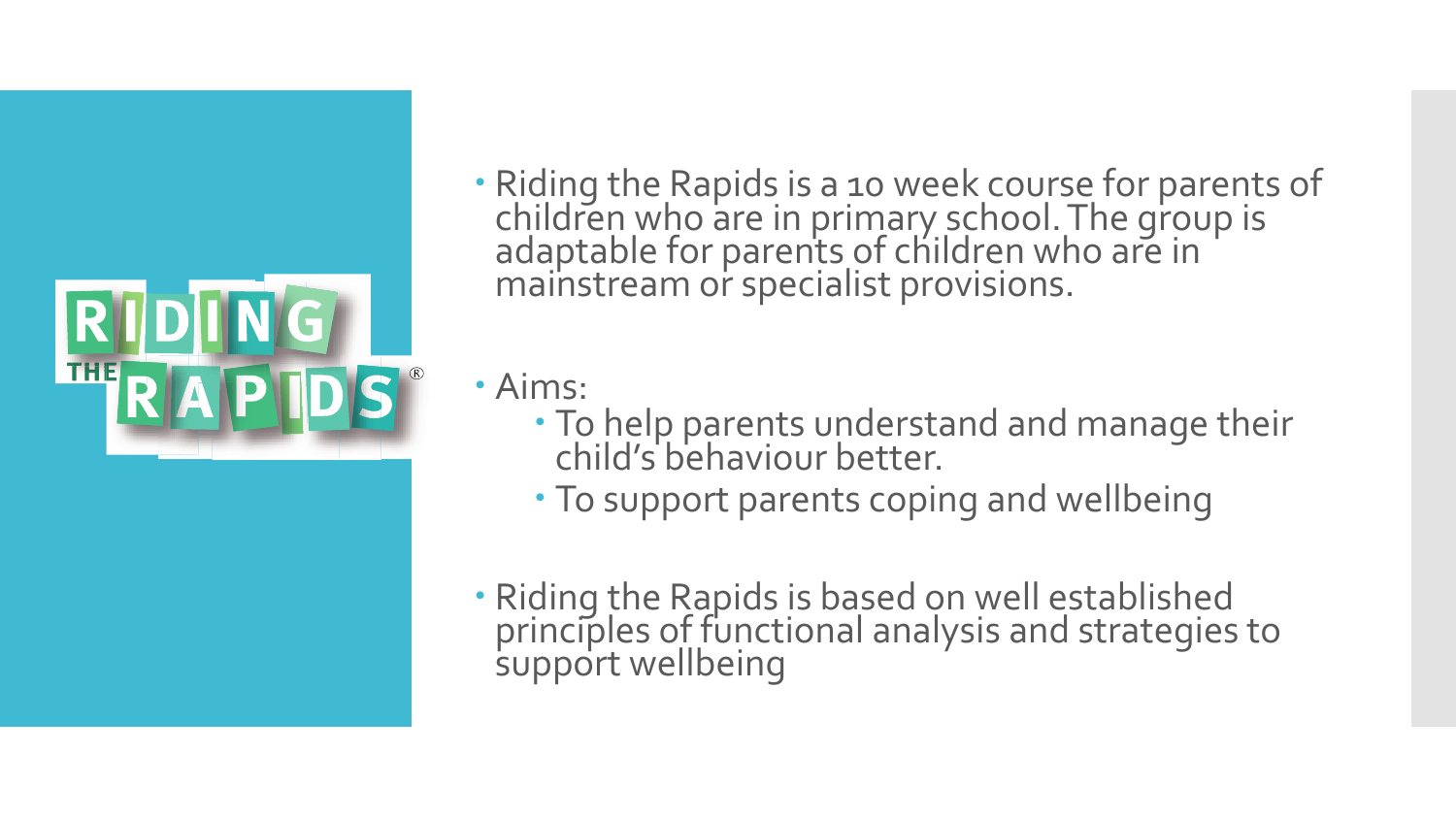RIDING THE RAPIDS®

- Riding the Rapids is a 10 week course for parents of children who are in primary school. The group is adaptable for parents of children who are in mainstream or specialist provisions.

- Aims:
  - To help parents understand and manage their child's behaviour better.
  - To support parents coping and wellbeing

- Riding the Rapids is based on well established principles of functional analysis and strategies to support wellbeing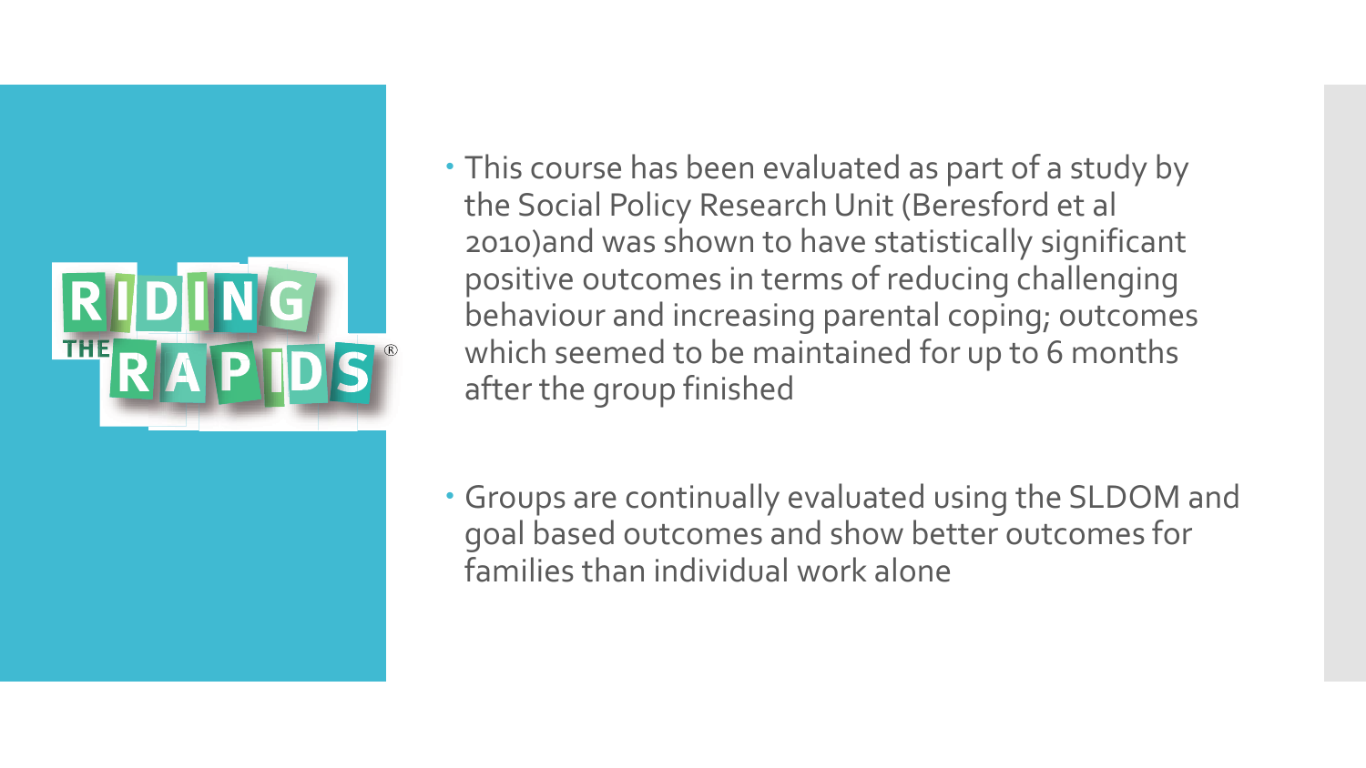RIDING THE RAPIDS®

- This course has been evaluated as part of a study by the Social Policy Research Unit (Beresford et al 2010)and was shown to have statistically significant positive outcomes in terms of reducing challenging behaviour and increasing parental coping; outcomes which seemed to be maintained for up to 6 months after the group finished

- Groups are continually evaluated using the SLDOM and goal based outcomes and show better outcomes for families than individual work alone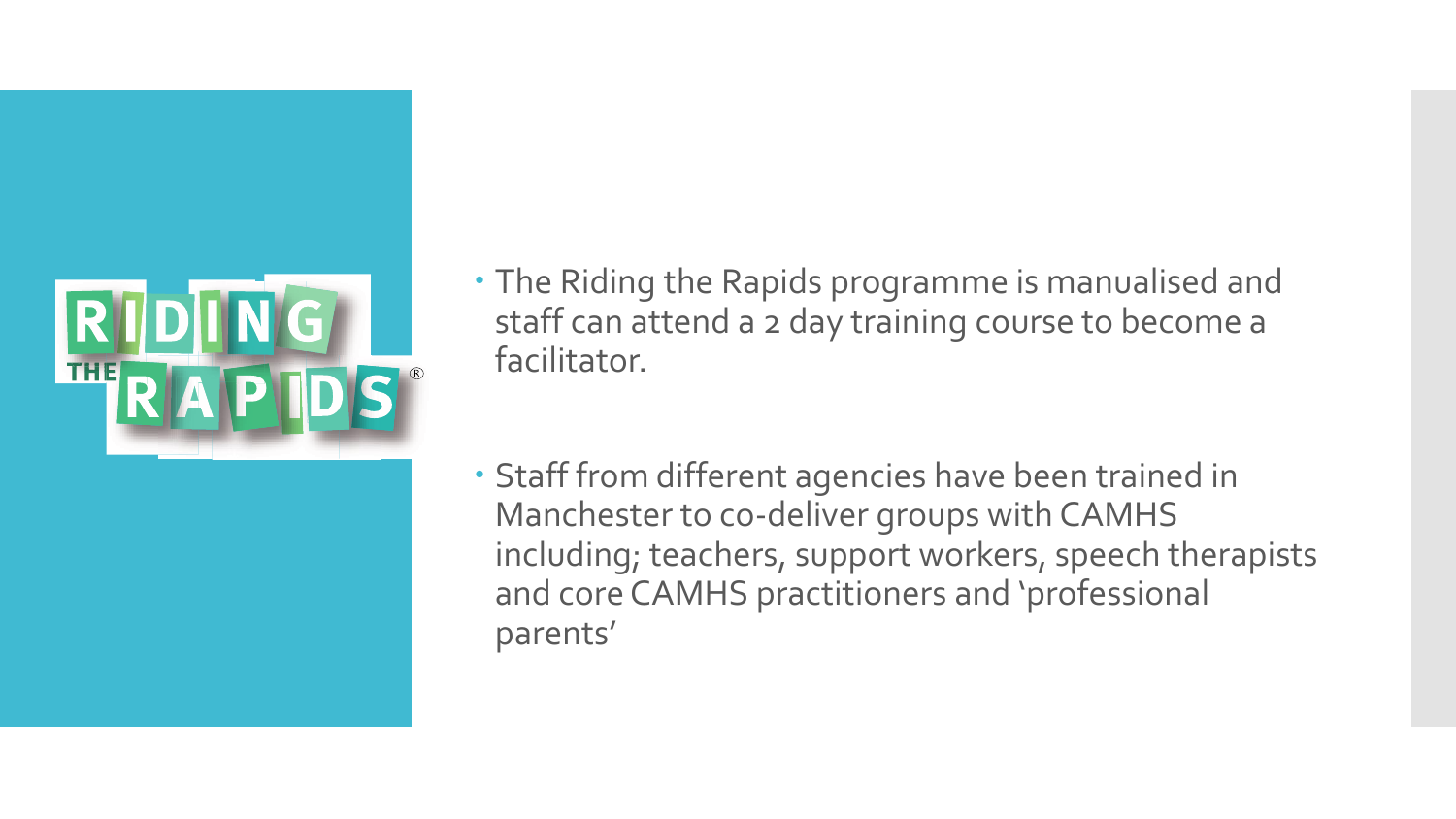RIDING THE RAPIDS®

- The Riding the Rapids programme is manualised and staff can attend a 2 day training course to become a facilitator.

- Staff from different agencies have been trained in Manchester to co-deliver groups with CAMHS including; teachers, support workers, speech therapists and core CAMHS practitioners and 'professional parents'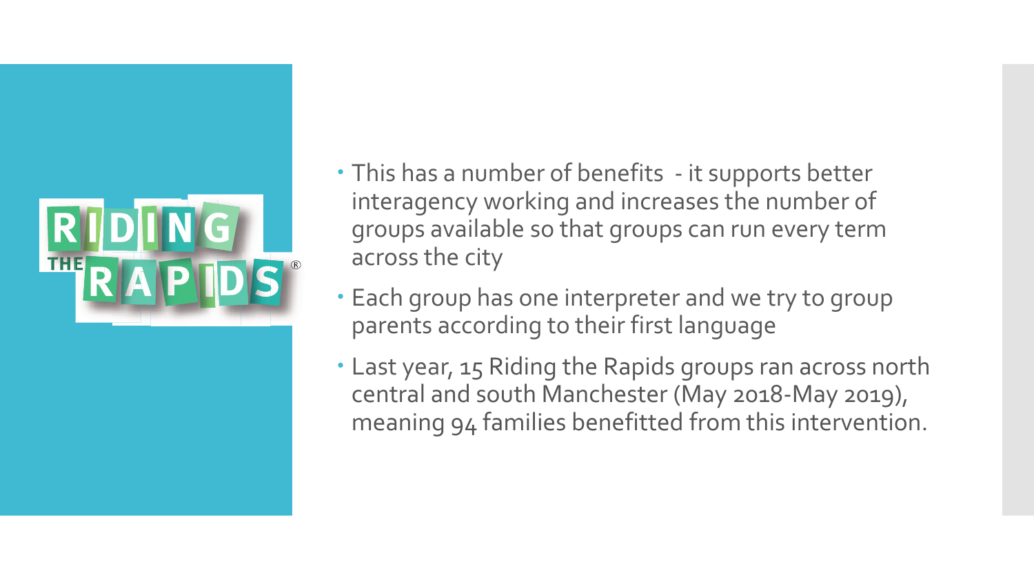RIDING THE RAPIDS®

- This has a number of benefits - it supports better interagency working and increases the number of groups available so that groups can run every term across the city
- Each group has one interpreter and we try to group parents according to their first language
- Last year, 15 Riding the Rapids groups ran across north central and south Manchester (May 2018-May 2019), meaning 94 families benefitted from this intervention.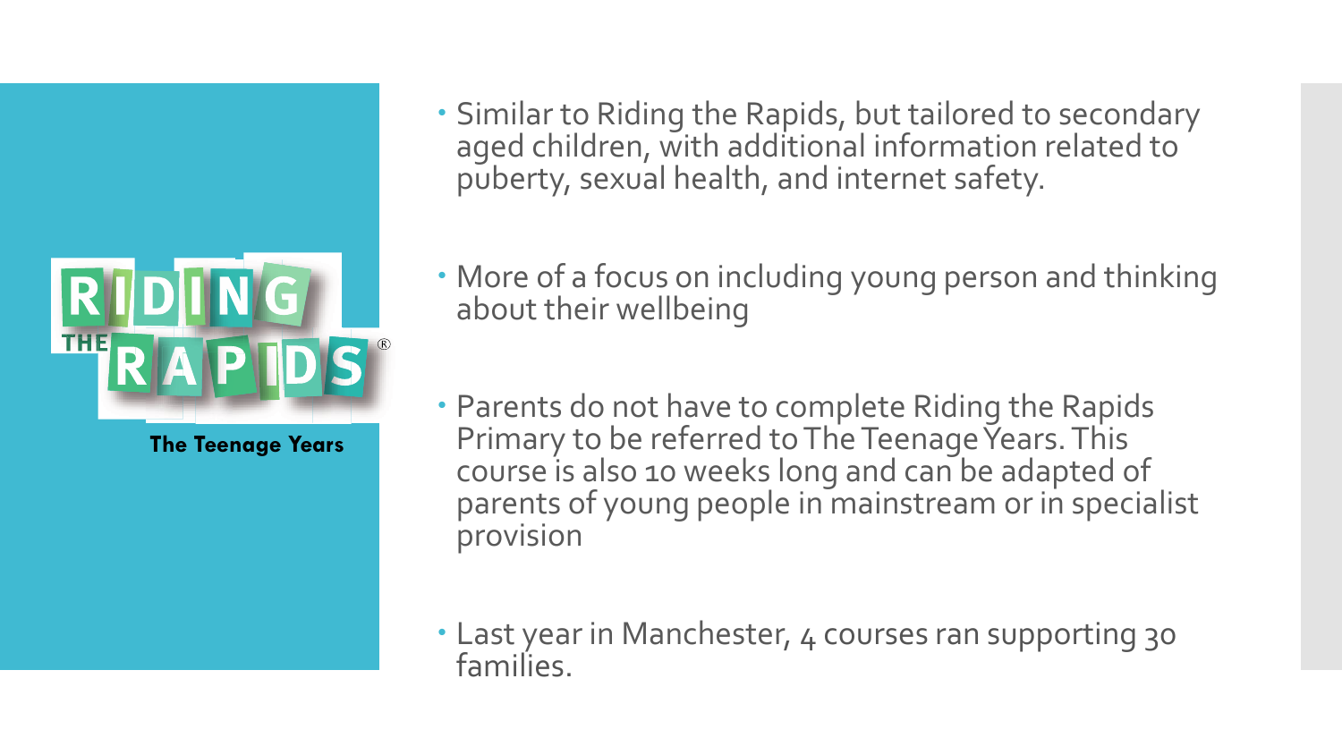# Riding the Rapids®

**The Teenage Years**

- Similar to Riding the Rapids, but tailored to secondary aged children, with additional information related to puberty, sexual health, and internet safety.
- More of a focus on including young person and thinking about their wellbeing
- Parents do not have to complete Riding the Rapids Primary to be referred to The Teenage Years. This course is also 10 weeks long and can be adapted of parents of young people in mainstream or in specialist provision
- Last year in Manchester, 4 courses ran supporting 30 families.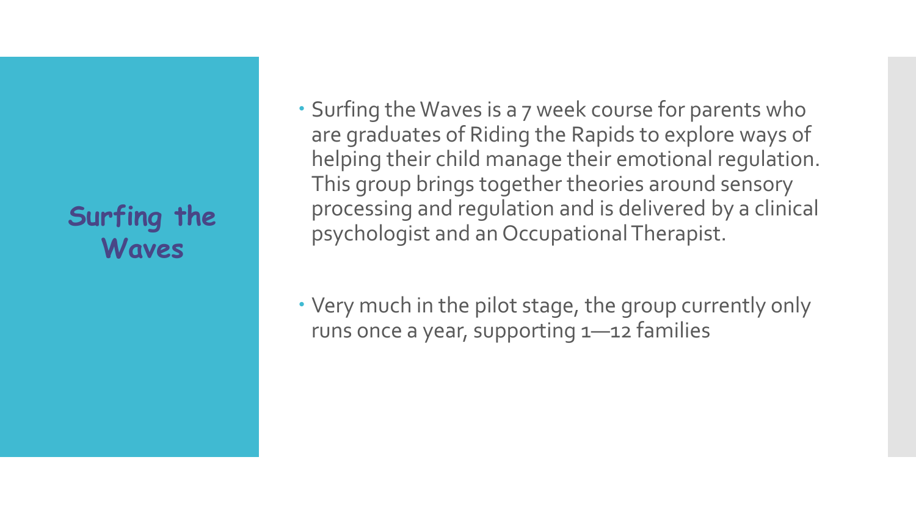# Surfing the Waves

- Surfing the Waves is a 7 week course for parents who are graduates of Riding the Rapids to explore ways of helping their child manage their emotional regulation. This group brings together theories around sensory processing and regulation and is delivered by a clinical psychologist and an Occupational Therapist.

- Very much in the pilot stage, the group currently only runs once a year, supporting 1—12 families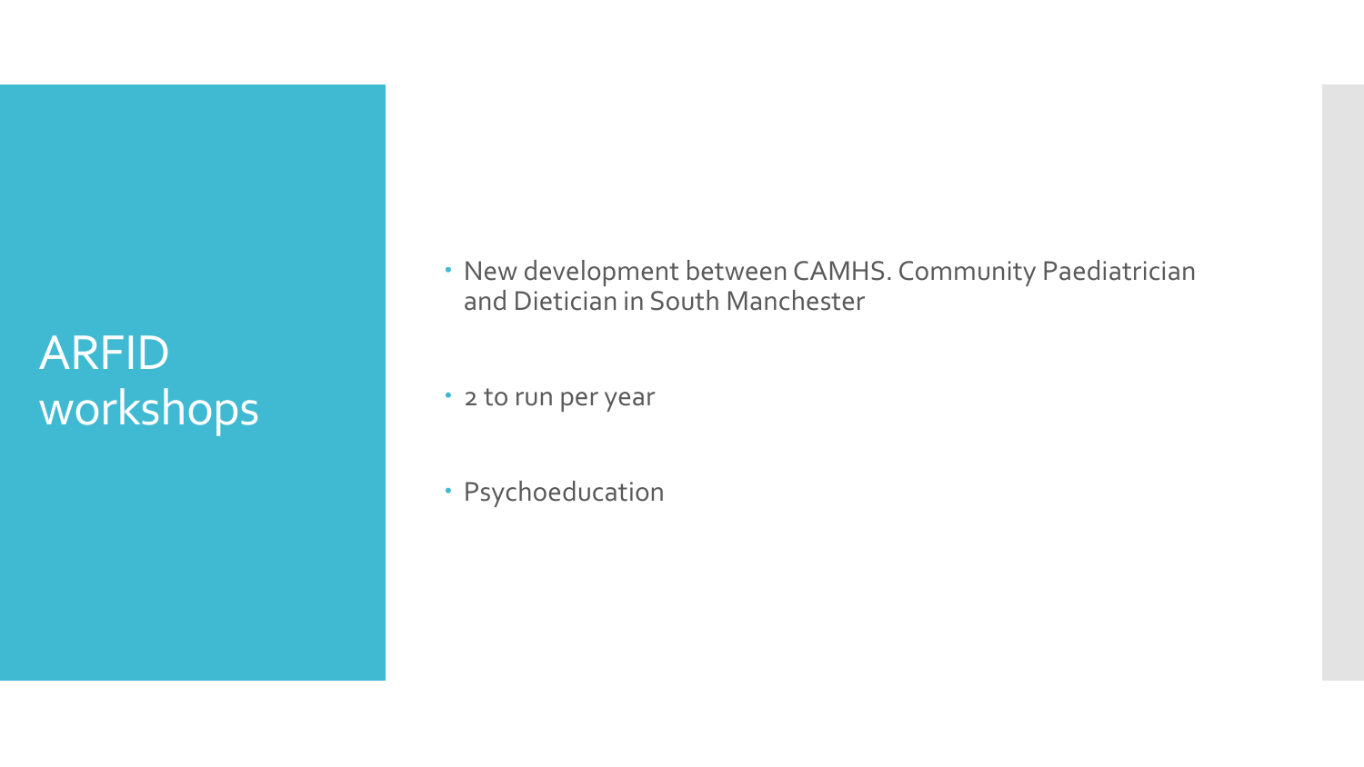# ARFID workshops

- New development between CAMHS. Community Paediatrician and Dietician in South Manchester
- 2 to run per year
- Psychoeducation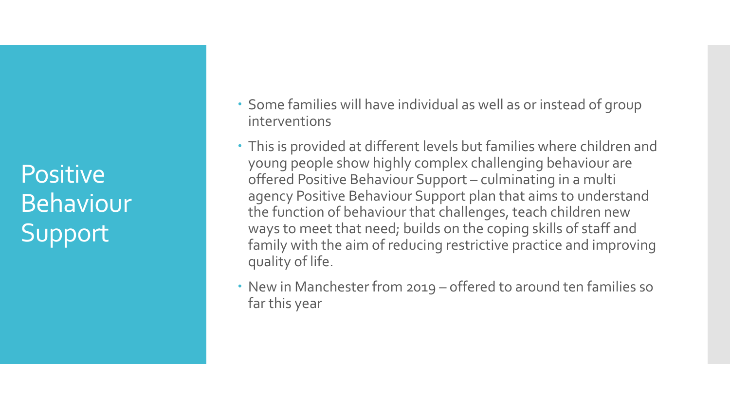# Positive Behaviour Support

- Some families will have individual as well as or instead of group interventions
- This is provided at different levels but families where children and young people show highly complex challenging behaviour are offered Positive Behaviour Support – culminating in a multi agency Positive Behaviour Support plan that aims to understand the function of behaviour that challenges, teach children new ways to meet that need; builds on the coping skills of staff and family with the aim of reducing restrictive practice and improving quality of life.
- New in Manchester from 2019 – offered to around ten families so far this year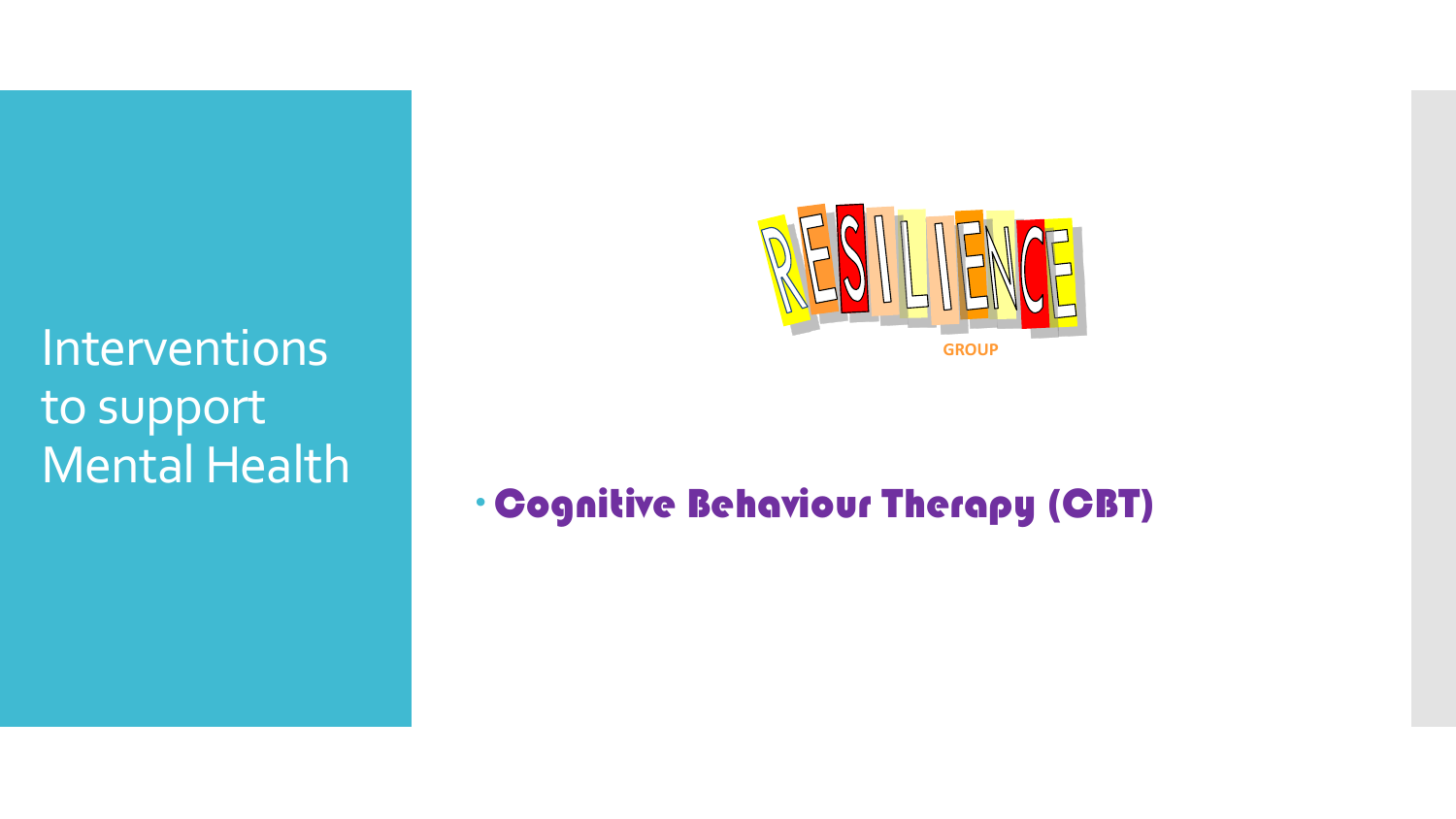# Interventions to support Mental Health

RESILIENCE

GROUP

- **Cognitive Behaviour Therapy (CBT)**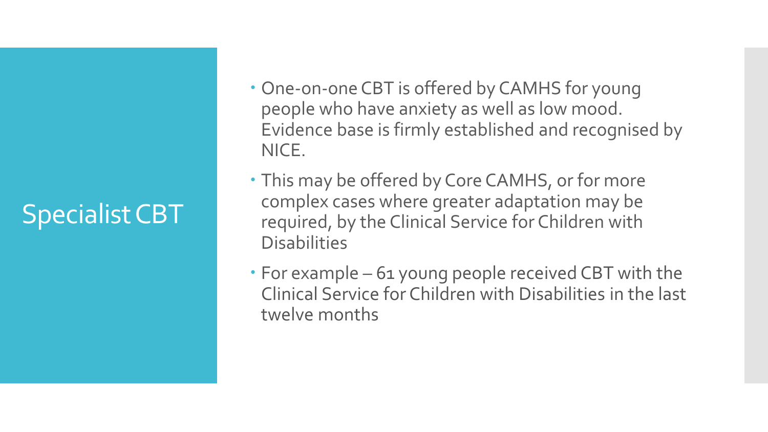# Specialist CBT

- One-on-one CBT is offered by CAMHS for young people who have anxiety as well as low mood. Evidence base is firmly established and recognised by NICE.
- This may be offered by Core CAMHS, or for more complex cases where greater adaptation may be required, by the Clinical Service for Children with Disabilities
- For example – 61 young people received CBT with the Clinical Service for Children with Disabilities in the last twelve months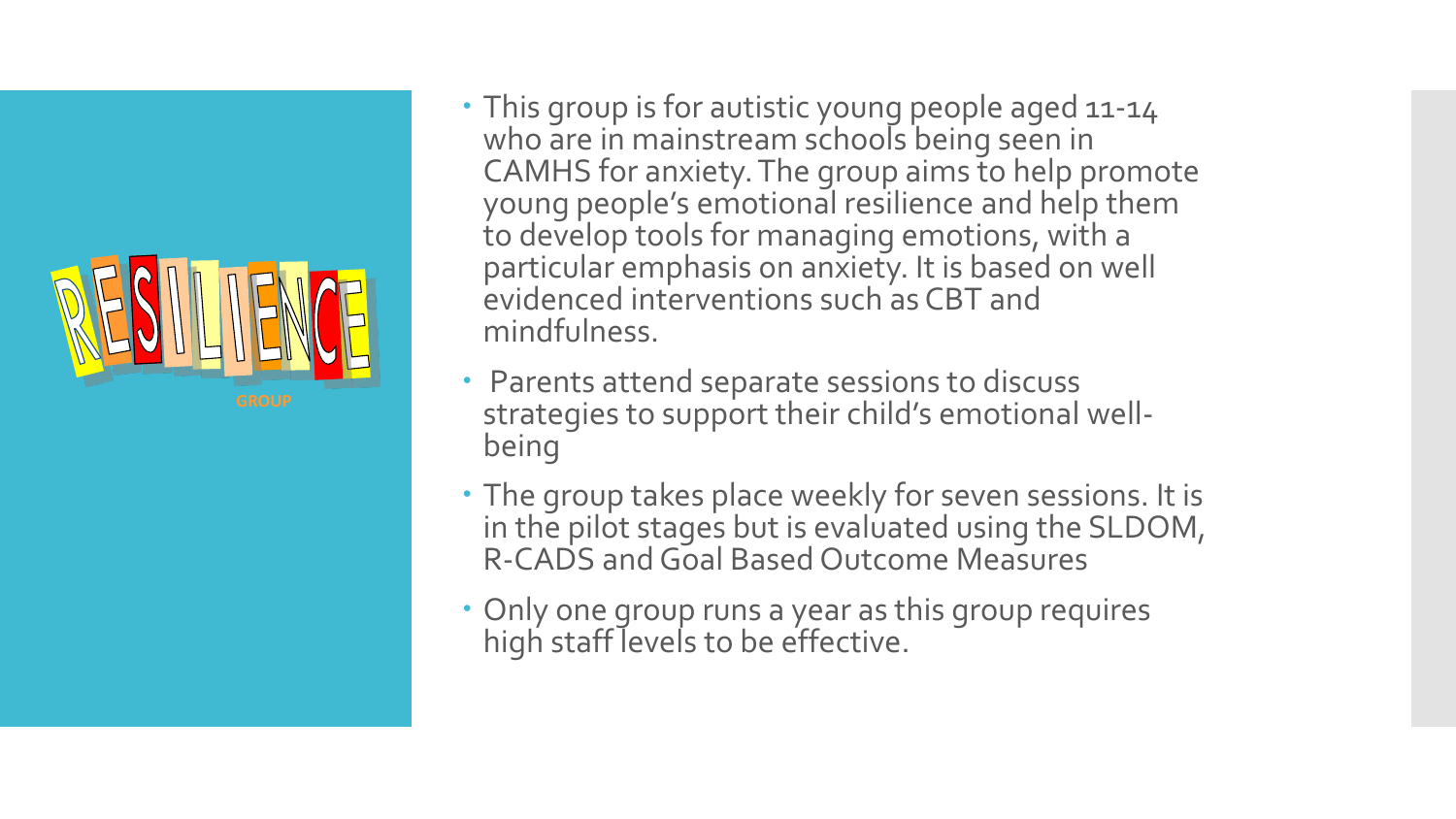# RESILIENCE GROUP

- This group is for autistic young people aged 11-14 who are in mainstream schools being seen in CAMHS for anxiety. The group aims to help promote young people's emotional resilience and help them to develop tools for managing emotions, with a particular emphasis on anxiety. It is based on well evidenced interventions such as CBT and mindfulness.
- Parents attend separate sessions to discuss strategies to support their child's emotional well-being
- The group takes place weekly for seven sessions. It is in the pilot stages but is evaluated using the SLDOM, R-CADS and Goal Based Outcome Measures
- Only one group runs a year as this group requires high staff levels to be effective.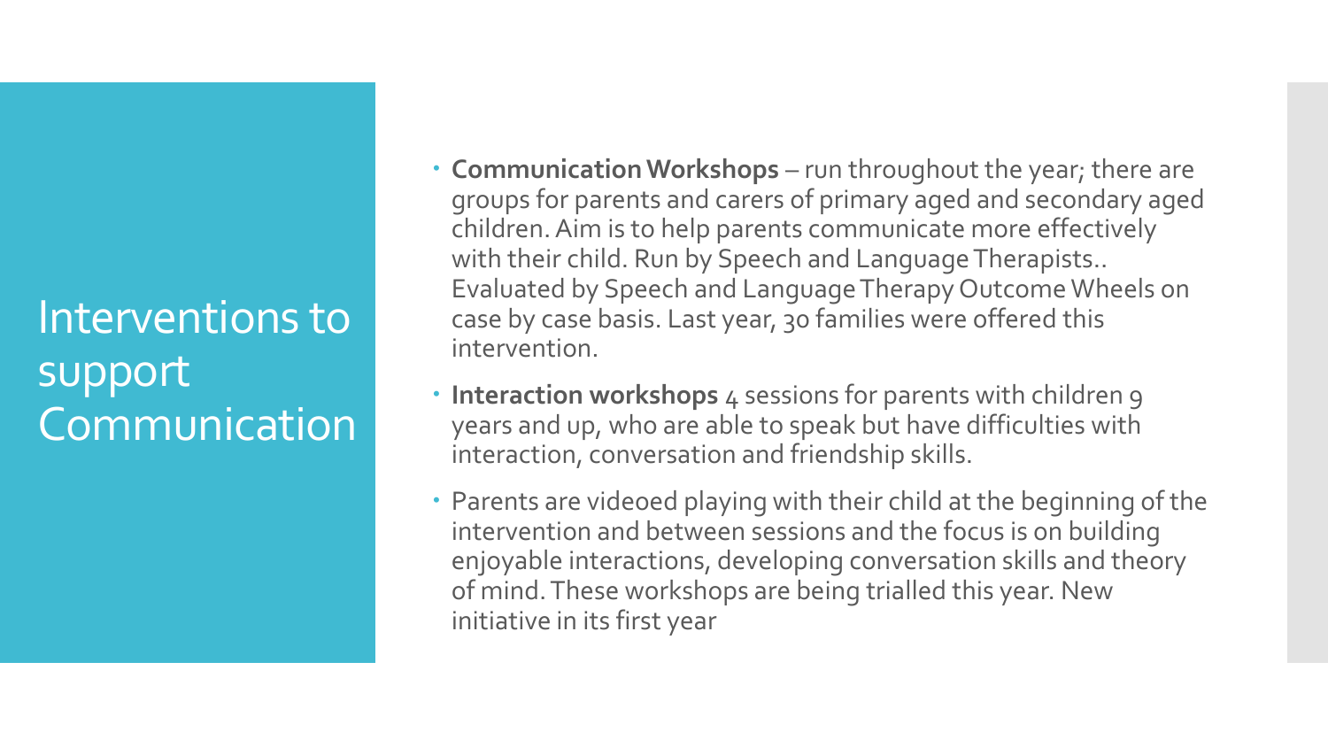# Interventions to support Communication

- **Communication Workshops** – run throughout the year; there are groups for parents and carers of primary aged and secondary aged children. Aim is to help parents communicate more effectively with their child. Run by Speech and Language Therapists.. Evaluated by Speech and Language Therapy Outcome Wheels on case by case basis. Last year, 30 families were offered this intervention.
- **Interaction workshops** 4 sessions for parents with children 9 years and up, who are able to speak but have difficulties with interaction, conversation and friendship skills.
- Parents are videoed playing with their child at the beginning of the intervention and between sessions and the focus is on building enjoyable interactions, developing conversation skills and theory of mind. These workshops are being trialled this year. New initiative in its first year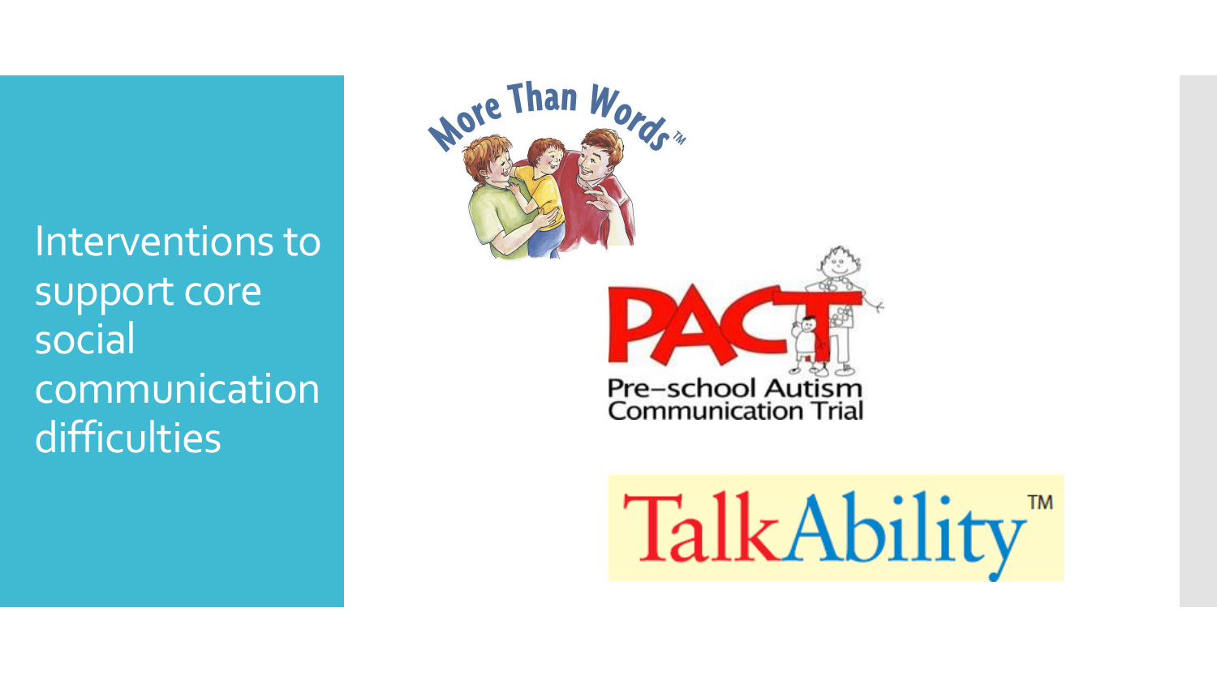# Interventions to support core social communication difficulties

More Than Words™

PACT

Pre-school Autism Communication Trial

TalkAbility™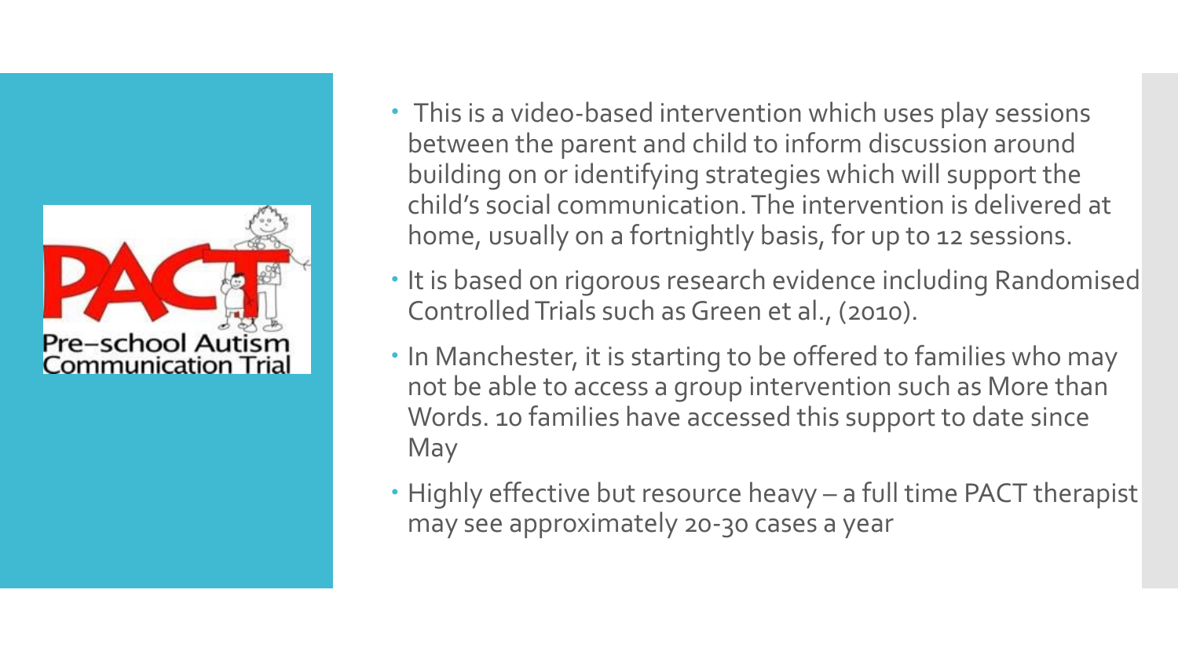PACT

Pre-school Autism Communication Trial

- This is a video-based intervention which uses play sessions between the parent and child to inform discussion around building on or identifying strategies which will support the child's social communication. The intervention is delivered at home, usually on a fortnightly basis, for up to 12 sessions.
- It is based on rigorous research evidence including Randomised Controlled Trials such as Green et al., (2010).
- In Manchester, it is starting to be offered to families who may not be able to access a group intervention such as More than Words. 10 families have accessed this support to date since May
- Highly effective but resource heavy – a full time PACT therapist may see approximately 20-30 cases a year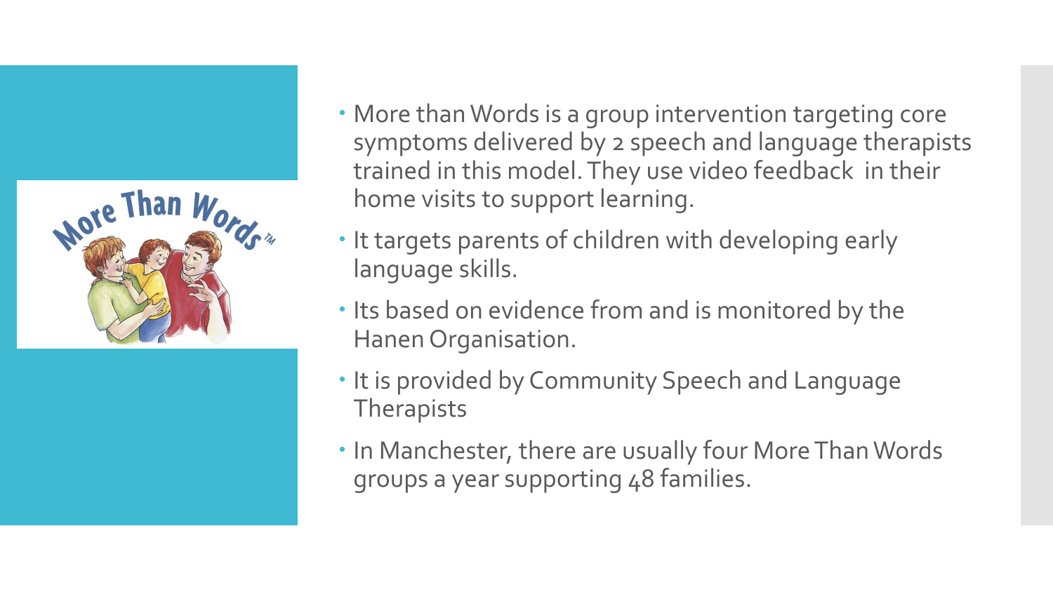- More than Words is a group intervention targeting core symptoms delivered by 2 speech and language therapists trained in this model. They use video feedback in their home visits to support learning.
- It targets parents of children with developing early language skills.
- Its based on evidence from and is monitored by the Hanen Organisation.
- It is provided by Community Speech and Language Therapists
- In Manchester, there are usually four More Than Words groups a year supporting 48 families.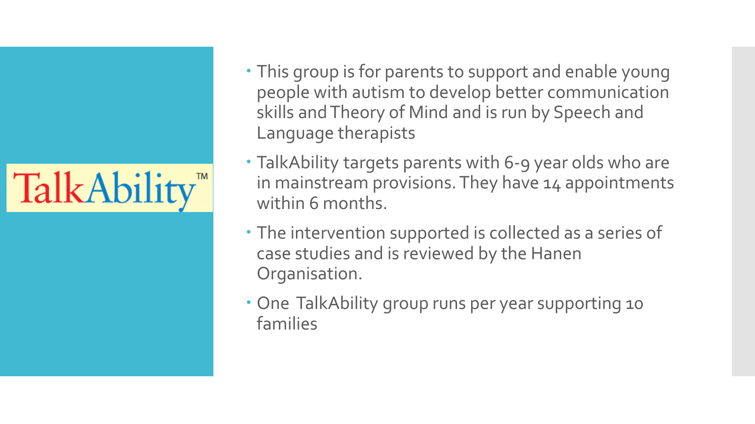# TalkAbility™

- This group is for parents to support and enable young people with autism to develop better communication skills and Theory of Mind and is run by Speech and Language therapists
- TalkAbility targets parents with 6-9 year olds who are in mainstream provisions. They have 14 appointments within 6 months.
- The intervention supported is collected as a series of case studies and is reviewed by the Hanen Organisation.
- One TalkAbility group runs per year supporting 10 families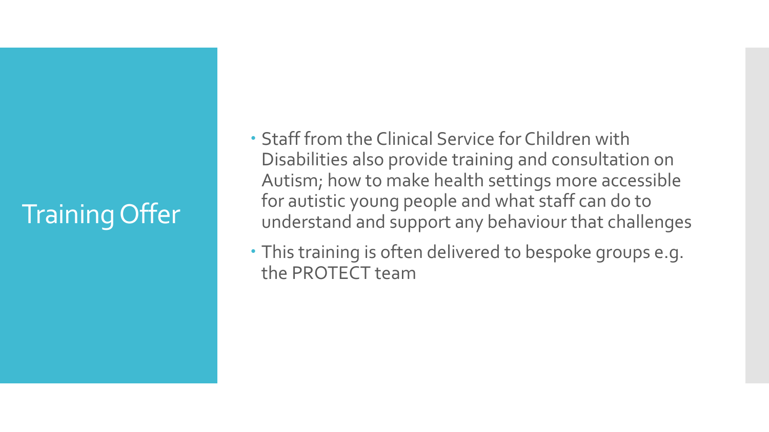# Training Offer

- Staff from the Clinical Service for Children with Disabilities also provide training and consultation on Autism; how to make health settings more accessible for autistic young people and what staff can do to understand and support any behaviour that challenges
- This training is often delivered to bespoke groups e.g. the PROTECT team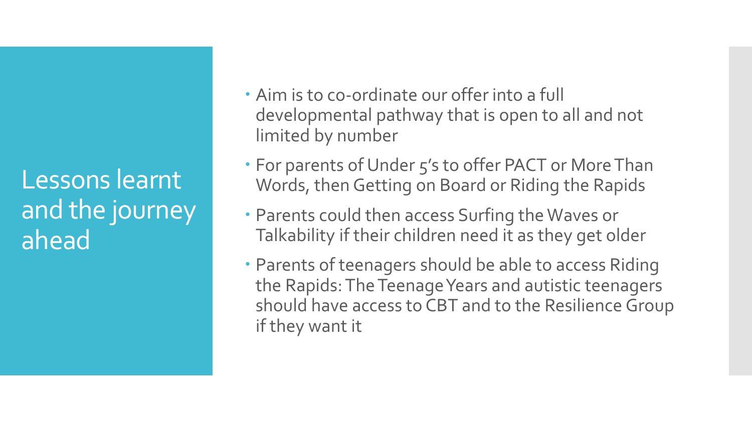# Lessons learnt and the journey ahead

- Aim is to co-ordinate our offer into a full developmental pathway that is open to all and not limited by number
- For parents of Under 5's to offer PACT or More Than Words, then Getting on Board or Riding the Rapids
- Parents could then access Surfing the Waves or Talkability if their children need it as they get older
- Parents of teenagers should be able to access Riding the Rapids: The Teenage Years and autistic teenagers should have access to CBT and to the Resilience Group if they want it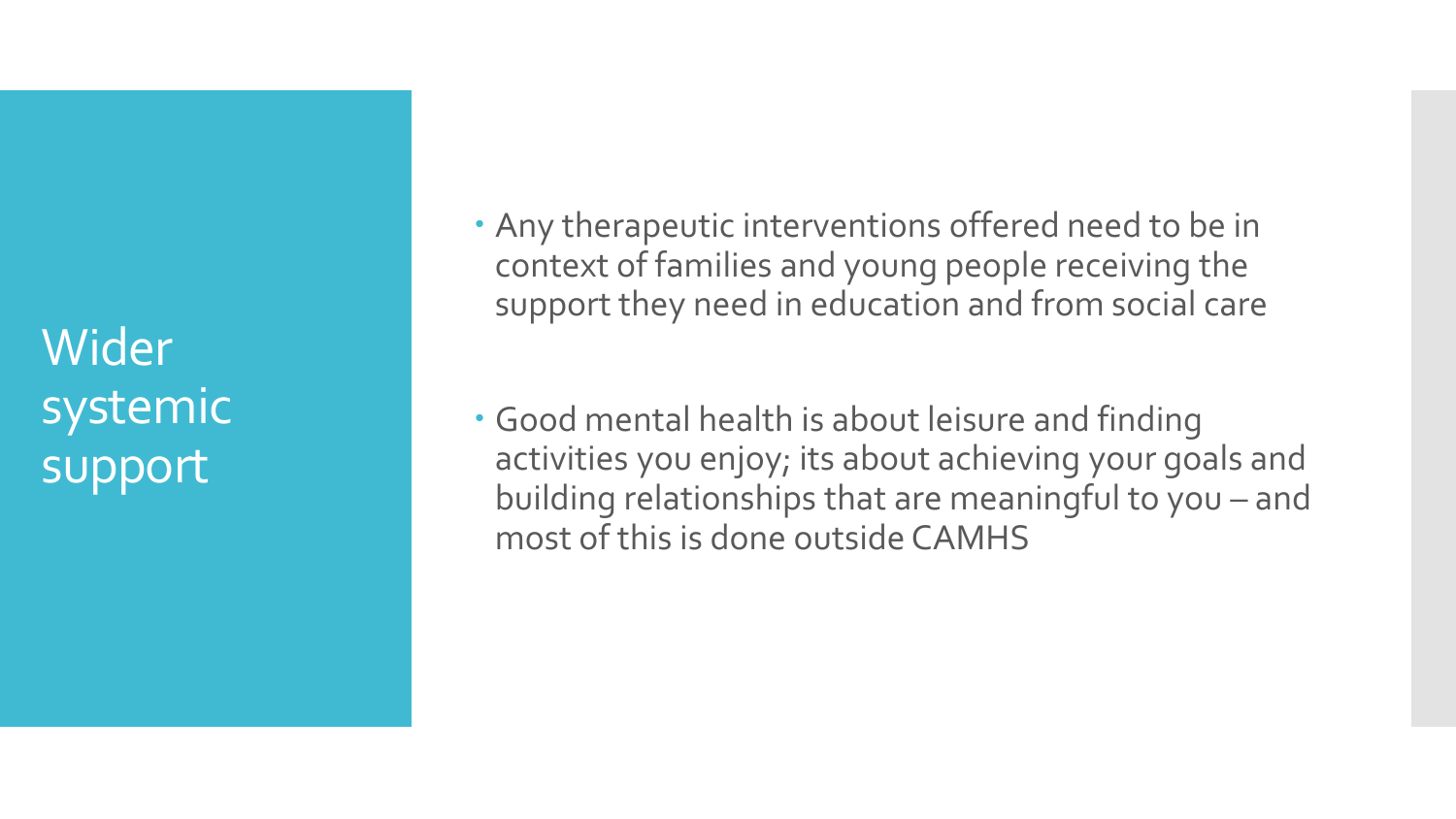# Wider systemic support

- Any therapeutic interventions offered need to be in context of families and young people receiving the support they need in education and from social care
- Good mental health is about leisure and finding activities you enjoy; its about achieving your goals and building relationships that are meaningful to you – and most of this is done outside CAMHS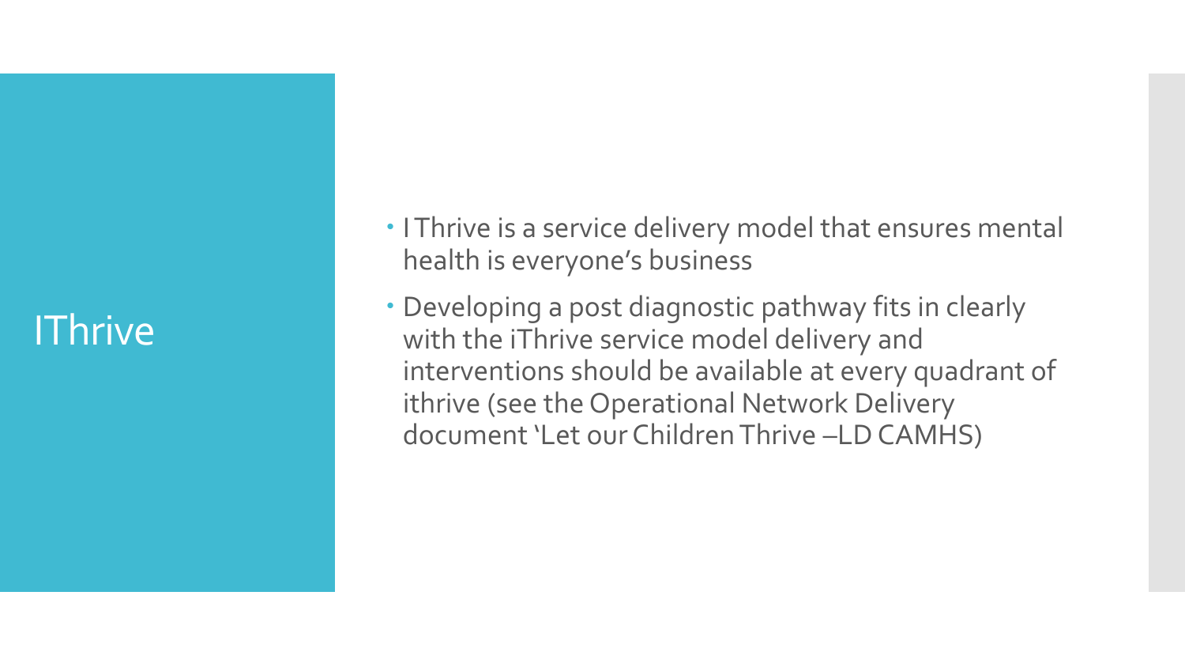# IThrive

- I Thrive is a service delivery model that ensures mental health is everyone's business
- Developing a post diagnostic pathway fits in clearly with the iThrive service model delivery and interventions should be available at every quadrant of ithrive (see the Operational Network Delivery document 'Let our Children Thrive –LD CAMHS)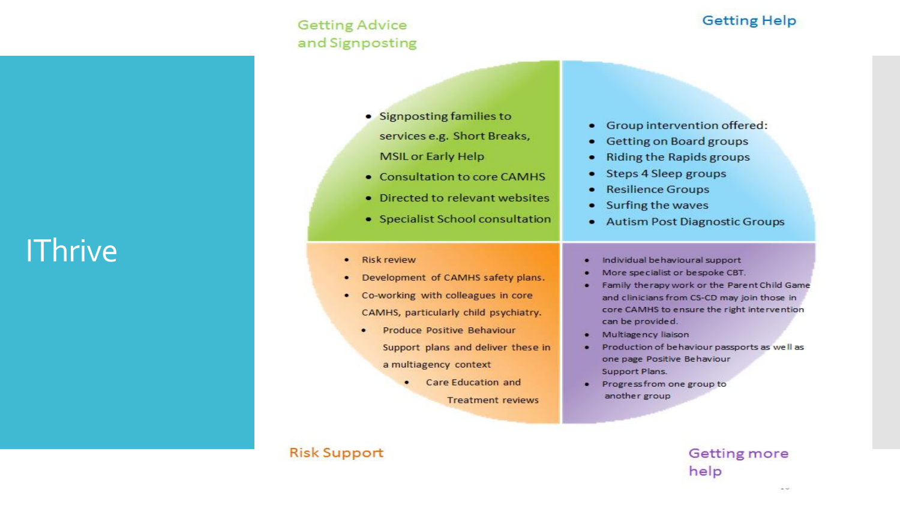# IThrive

## Getting Advice and Signposting

- Signposting families to services e.g. Short Breaks, MSIL or Early Help
- Consultation to core CAMHS
- Directed to relevant websites
- Specialist School consultation

## Getting Help

- Group intervention offered:
- Getting on Board groups
- Riding the Rapids groups
- Steps 4 Sleep groups
- Resilience Groups
- Surfing the waves
- Autism Post Diagnostic Groups

## Risk Support

- Risk review
- Development of CAMHS safety plans.
- Co-working with colleagues in core CAMHS, particularly child psychiatry.
- Produce Positive Behaviour Support plans and deliver these in a multiagency context
- Care Education and Treatment reviews

## Getting more help

- Individual behavioural support
- More specialist or bespoke CBT.
- Family therapy work or the Parent Child Game and clinicians from CS-CD may join those in core CAMHS to ensure the right intervention can be provided.
- Multiagency liaison
- Production of behaviour passports as well as one page Positive Behaviour Support Plans.
- Progress from one group to another group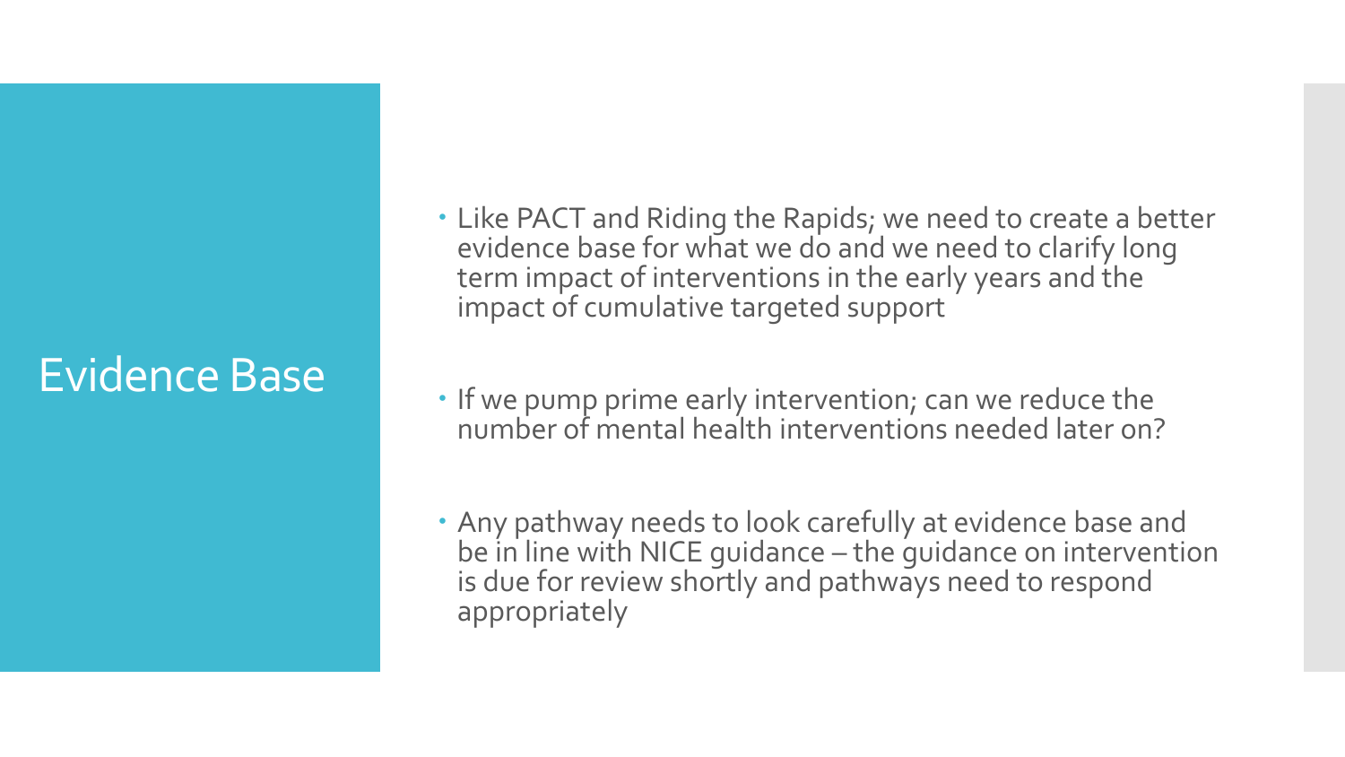# Evidence Base

- Like PACT and Riding the Rapids; we need to create a better evidence base for what we do and we need to clarify long term impact of interventions in the early years and the impact of cumulative targeted support

- If we pump prime early intervention; can we reduce the number of mental health interventions needed later on?

- Any pathway needs to look carefully at evidence base and be in line with NICE guidance – the guidance on intervention is due for review shortly and pathways need to respond appropriately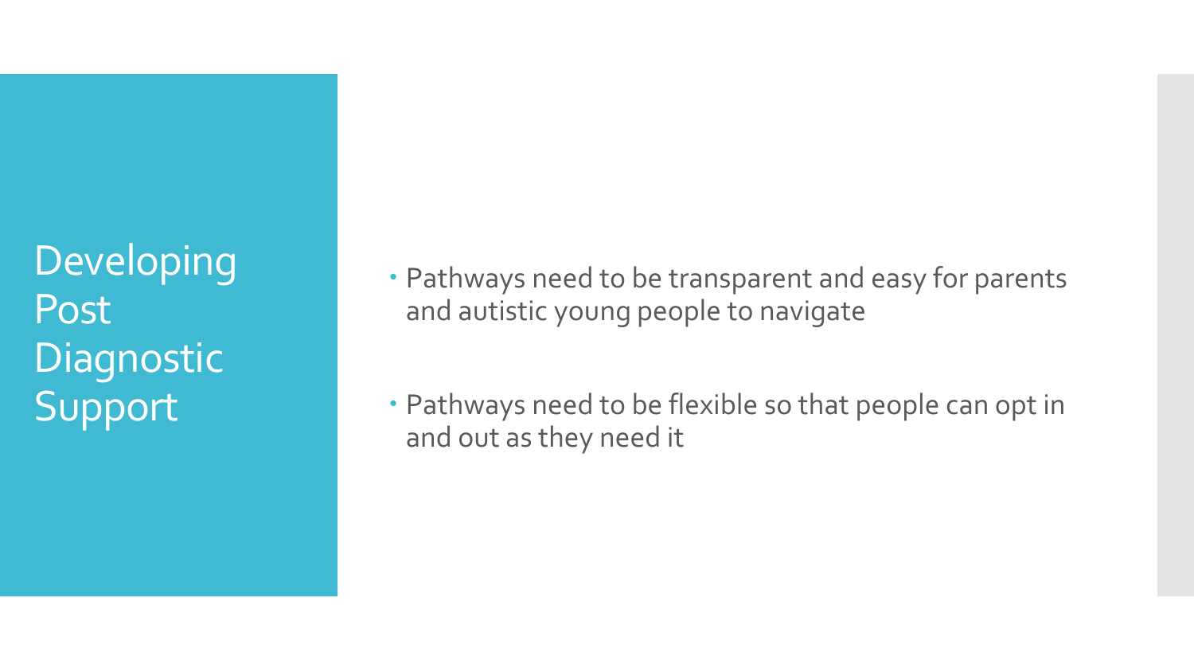# Developing Post Diagnostic Support

- Pathways need to be transparent and easy for parents and autistic young people to navigate
- Pathways need to be flexible so that people can opt in and out as they need it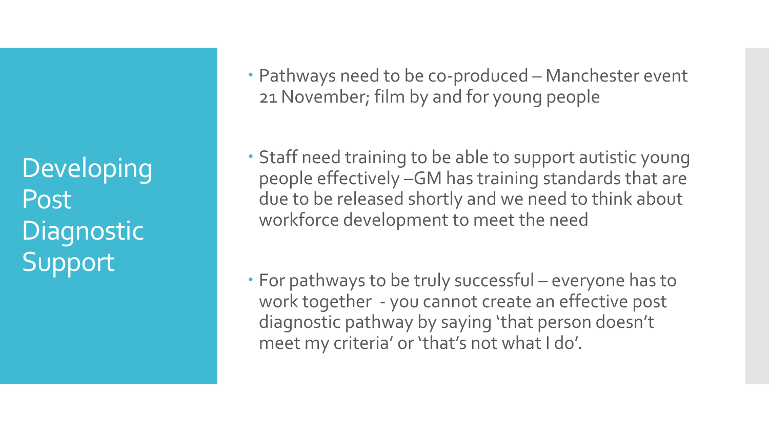# Developing Post Diagnostic Support

- Pathways need to be co-produced – Manchester event 21 November; film by and for young people
- Staff need training to be able to support autistic young people effectively –GM has training standards that are due to be released shortly and we need to think about workforce development to meet the need
- For pathways to be truly successful – everyone has to work together - you cannot create an effective post diagnostic pathway by saying 'that person doesn't meet my criteria' or 'that's not what I do'.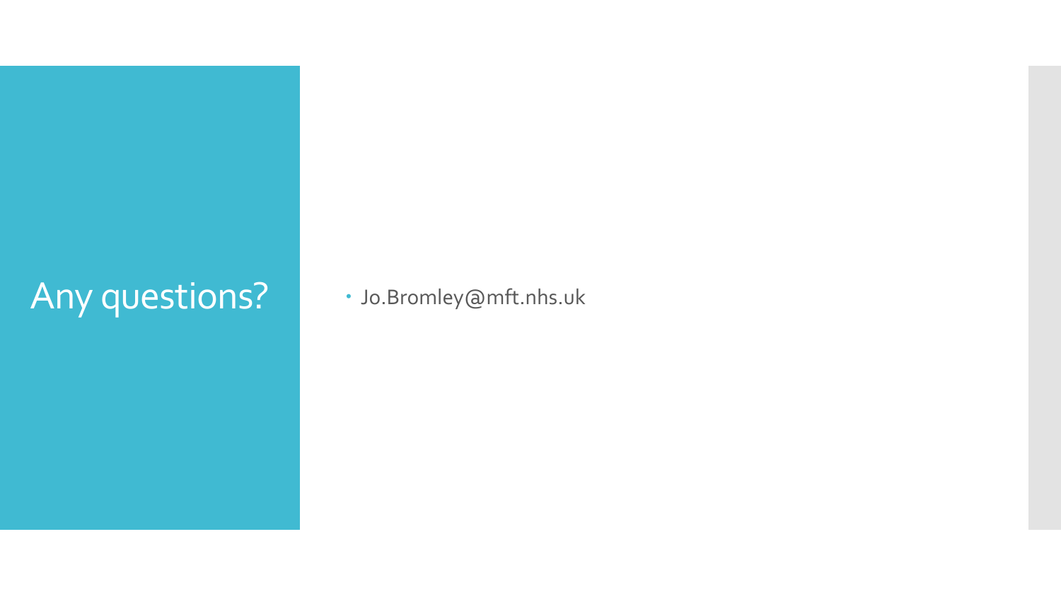# Any questions?

- Jo.Bromley@mft.nhs.uk